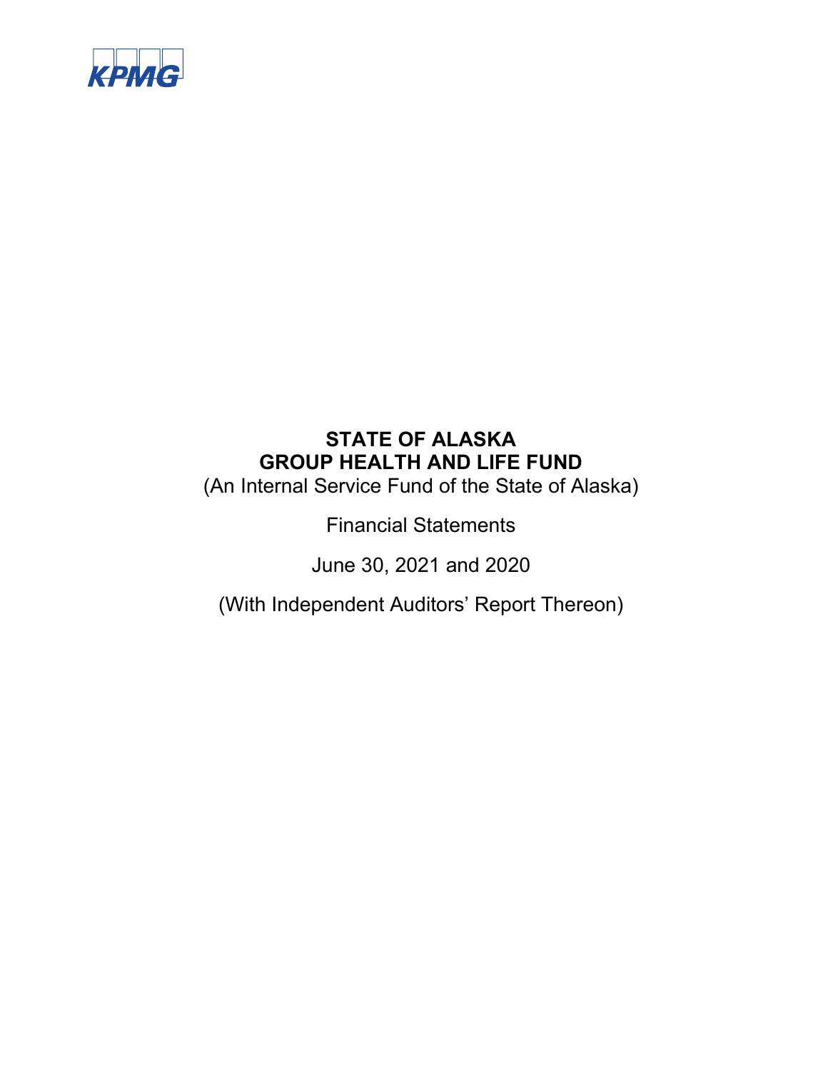KPMG

# STATE OF ALASKA
# GROUP HEALTH AND LIFE FUND

(An Internal Service Fund of the State of Alaska)

Financial Statements

June 30, 2021 and 2020

(With Independent Auditors' Report Thereon)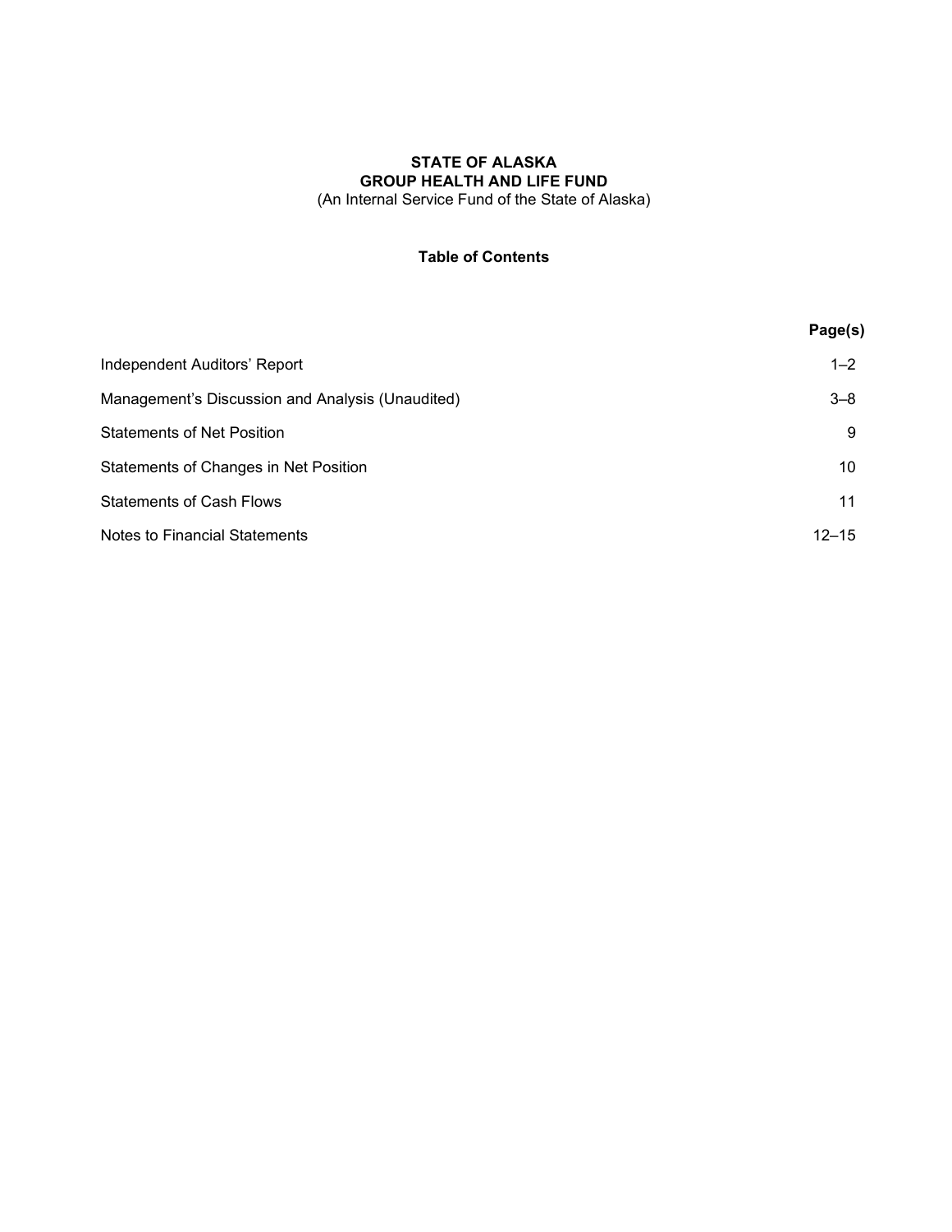**STATE OF ALASKA**
**GROUP HEALTH AND LIFE FUND**
(An Internal Service Fund of the State of Alaska)

**Table of Contents**

| | **Page(s)** |
|---|---|
| Independent Auditors' Report | 1–2 |
| Management's Discussion and Analysis (Unaudited) | 3–8 |
| Statements of Net Position | 9 |
| Statements of Changes in Net Position | 10 |
| Statements of Cash Flows | 11 |
| Notes to Financial Statements | 12–15 |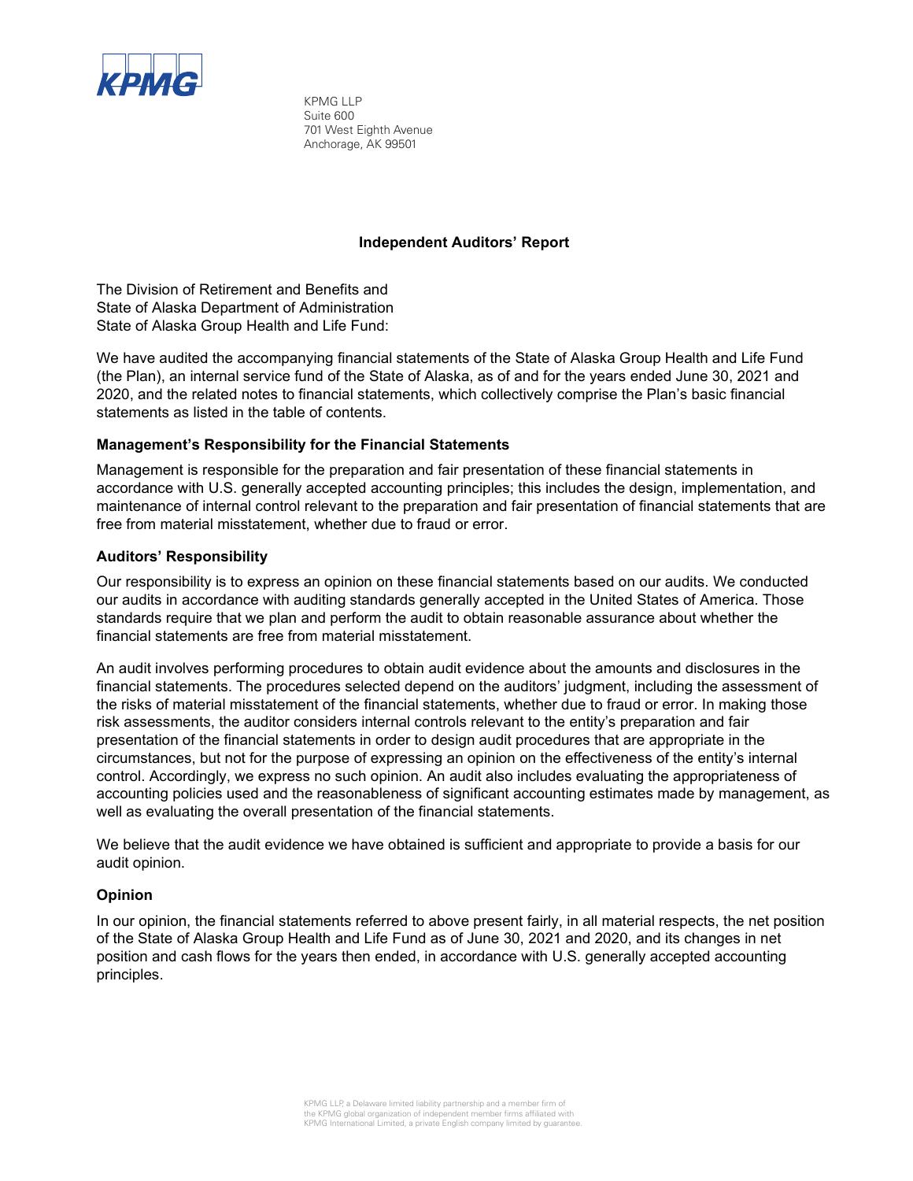KPMG

KPMG LLP
Suite 600
701 West Eighth Avenue
Anchorage, AK 99501

## Independent Auditors' Report

The Division of Retirement and Benefits and
State of Alaska Department of Administration
State of Alaska Group Health and Life Fund:

We have audited the accompanying financial statements of the State of Alaska Group Health and Life Fund (the Plan), an internal service fund of the State of Alaska, as of and for the years ended June 30, 2021 and 2020, and the related notes to financial statements, which collectively comprise the Plan's basic financial statements as listed in the table of contents.

### Management's Responsibility for the Financial Statements

Management is responsible for the preparation and fair presentation of these financial statements in accordance with U.S. generally accepted accounting principles; this includes the design, implementation, and maintenance of internal control relevant to the preparation and fair presentation of financial statements that are free from material misstatement, whether due to fraud or error.

### Auditors' Responsibility

Our responsibility is to express an opinion on these financial statements based on our audits. We conducted our audits in accordance with auditing standards generally accepted in the United States of America. Those standards require that we plan and perform the audit to obtain reasonable assurance about whether the financial statements are free from material misstatement.

An audit involves performing procedures to obtain audit evidence about the amounts and disclosures in the financial statements. The procedures selected depend on the auditors' judgment, including the assessment of the risks of material misstatement of the financial statements, whether due to fraud or error. In making those risk assessments, the auditor considers internal controls relevant to the entity's preparation and fair presentation of the financial statements in order to design audit procedures that are appropriate in the circumstances, but not for the purpose of expressing an opinion on the effectiveness of the entity's internal control. Accordingly, we express no such opinion. An audit also includes evaluating the appropriateness of accounting policies used and the reasonableness of significant accounting estimates made by management, as well as evaluating the overall presentation of the financial statements.

We believe that the audit evidence we have obtained is sufficient and appropriate to provide a basis for our audit opinion.

### Opinion

In our opinion, the financial statements referred to above present fairly, in all material respects, the net position of the State of Alaska Group Health and Life Fund as of June 30, 2021 and 2020, and its changes in net position and cash flows for the years then ended, in accordance with U.S. generally accepted accounting principles.

KPMG LLP, a Delaware limited liability partnership and a member firm of the KPMG global organization of independent member firms affiliated with KPMG International Limited, a private English company limited by guarantee.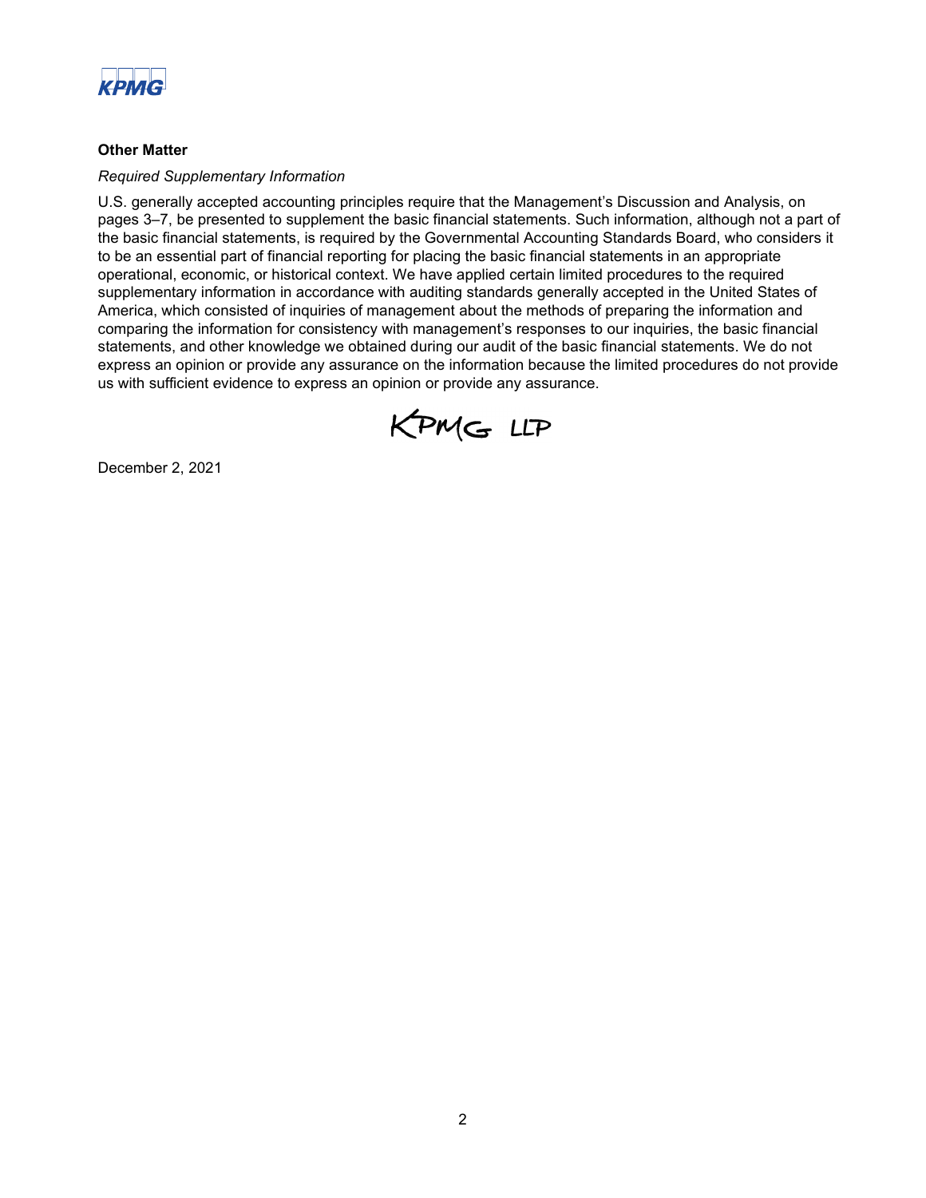### Other Matter

*Required Supplementary Information*

U.S. generally accepted accounting principles require that the Management's Discussion and Analysis, on pages 3–7, be presented to supplement the basic financial statements. Such information, although not a part of the basic financial statements, is required by the Governmental Accounting Standards Board, who considers it to be an essential part of financial reporting for placing the basic financial statements in an appropriate operational, economic, or historical context. We have applied certain limited procedures to the required supplementary information in accordance with auditing standards generally accepted in the United States of America, which consisted of inquiries of management about the methods of preparing the information and comparing the information for consistency with management's responses to our inquiries, the basic financial statements, and other knowledge we obtained during our audit of the basic financial statements. We do not express an opinion or provide any assurance on the information because the limited procedures do not provide us with sufficient evidence to express an opinion or provide any assurance.

KPMG LLP

December 2, 2021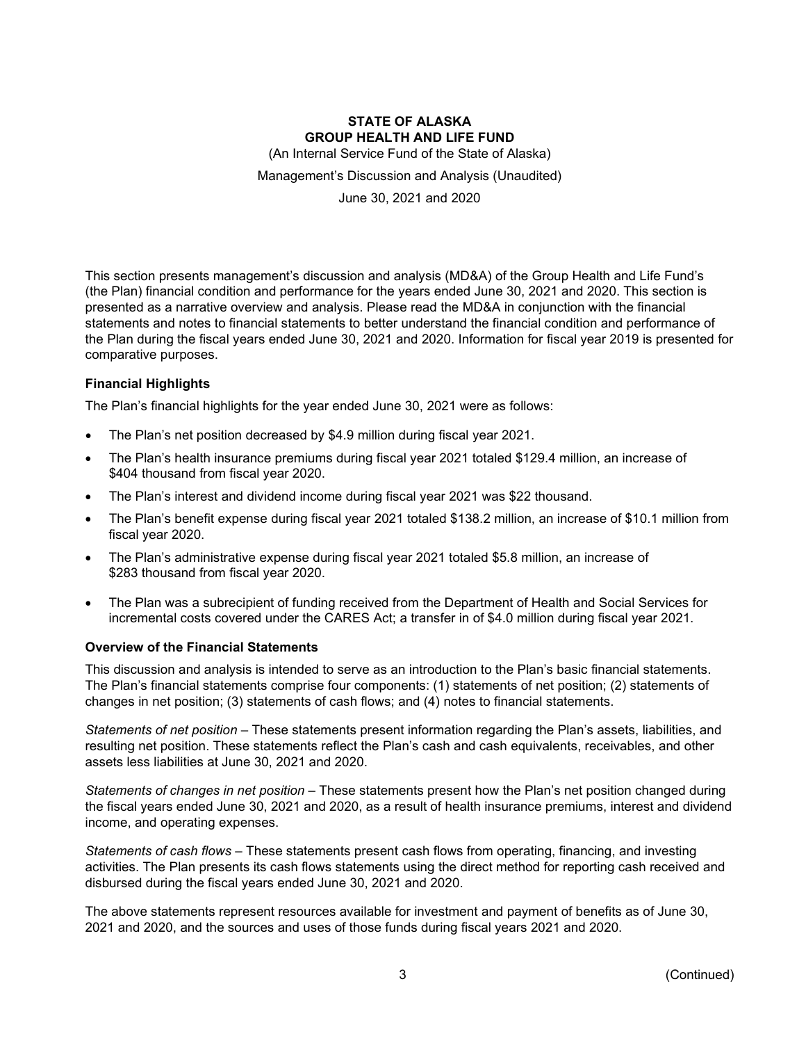**STATE OF ALASKA**
**GROUP HEALTH AND LIFE FUND**

(An Internal Service Fund of the State of Alaska)

Management's Discussion and Analysis (Unaudited)

June 30, 2021 and 2020

This section presents management's discussion and analysis (MD&A) of the Group Health and Life Fund's (the Plan) financial condition and performance for the years ended June 30, 2021 and 2020. This section is presented as a narrative overview and analysis. Please read the MD&A in conjunction with the financial statements and notes to financial statements to better understand the financial condition and performance of the Plan during the fiscal years ended June 30, 2021 and 2020. Information for fiscal year 2019 is presented for comparative purposes.

### Financial Highlights

The Plan's financial highlights for the year ended June 30, 2021 were as follows:

- The Plan's net position decreased by $4.9 million during fiscal year 2021.
- The Plan's health insurance premiums during fiscal year 2021 totaled $129.4 million, an increase of $404 thousand from fiscal year 2020.
- The Plan's interest and dividend income during fiscal year 2021 was $22 thousand.
- The Plan's benefit expense during fiscal year 2021 totaled $138.2 million, an increase of $10.1 million from fiscal year 2020.
- The Plan's administrative expense during fiscal year 2021 totaled $5.8 million, an increase of $283 thousand from fiscal year 2020.
- The Plan was a subrecipient of funding received from the Department of Health and Social Services for incremental costs covered under the CARES Act; a transfer in of $4.0 million during fiscal year 2021.

### Overview of the Financial Statements

This discussion and analysis is intended to serve as an introduction to the Plan's basic financial statements. The Plan's financial statements comprise four components: (1) statements of net position; (2) statements of changes in net position; (3) statements of cash flows; and (4) notes to financial statements.

*Statements of net position* – These statements present information regarding the Plan's assets, liabilities, and resulting net position. These statements reflect the Plan's cash and cash equivalents, receivables, and other assets less liabilities at June 30, 2021 and 2020.

*Statements of changes in net position* – These statements present how the Plan's net position changed during the fiscal years ended June 30, 2021 and 2020, as a result of health insurance premiums, interest and dividend income, and operating expenses.

*Statements of cash flows* – These statements present cash flows from operating, financing, and investing activities. The Plan presents its cash flows statements using the direct method for reporting cash received and disbursed during the fiscal years ended June 30, 2021 and 2020.

The above statements represent resources available for investment and payment of benefits as of June 30, 2021 and 2020, and the sources and uses of those funds during fiscal years 2021 and 2020.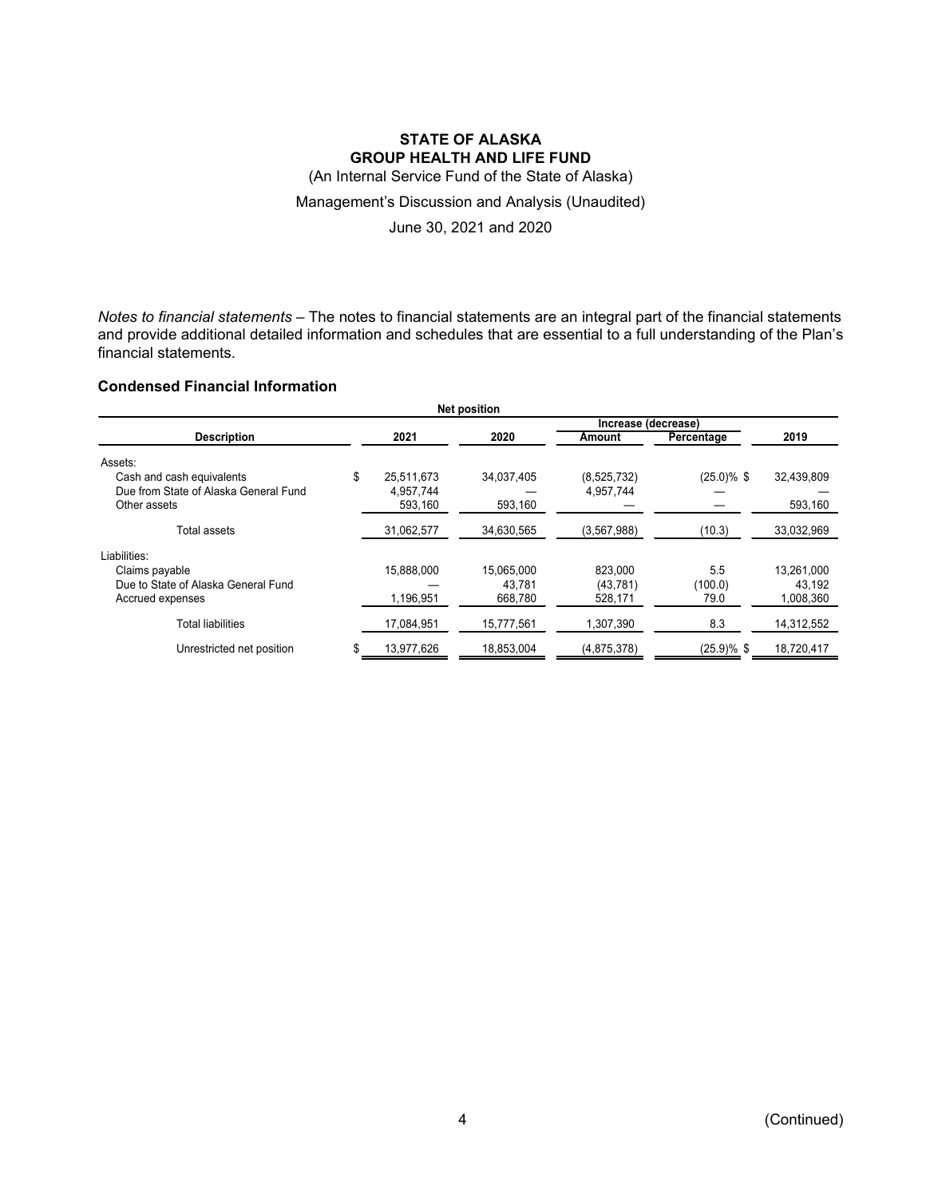**STATE OF ALASKA**
**GROUP HEALTH AND LIFE FUND**
(An Internal Service Fund of the State of Alaska)
Management's Discussion and Analysis (Unaudited)
June 30, 2021 and 2020

*Notes to financial statements* – The notes to financial statements are an integral part of the financial statements and provide additional detailed information and schedules that are essential to a full understanding of the Plan's financial statements.

### Condensed Financial Information

**Net position**

| Description | 2021 | 2020 | Increase (decrease) Amount | Increase (decrease) Percentage | 2019 |
|---|---|---|---|---|---|
| Assets: | | | | | |
| Cash and cash equivalents | $ 25,511,673 | 34,037,405 | (8,525,732) | (25.0)% $ | 32,439,809 |
| Due from State of Alaska General Fund | 4,957,744 | — | 4,957,744 | — | — |
| Other assets | 593,160 | 593,160 | — | — | 593,160 |
| Total assets | 31,062,577 | 34,630,565 | (3,567,988) | (10.3) | 33,032,969 |
| Liabilities: | | | | | |
| Claims payable | 15,888,000 | 15,065,000 | 823,000 | 5.5 | 13,261,000 |
| Due to State of Alaska General Fund | — | 43,781 | (43,781) | (100.0) | 43,192 |
| Accrued expenses | 1,196,951 | 668,780 | 528,171 | 79.0 | 1,008,360 |
| Total liabilities | 17,084,951 | 15,777,561 | 1,307,390 | 8.3 | 14,312,552 |
| Unrestricted net position | $ 13,977,626 | 18,853,004 | (4,875,378) | (25.9)% $ | 18,720,417 |

(Continued)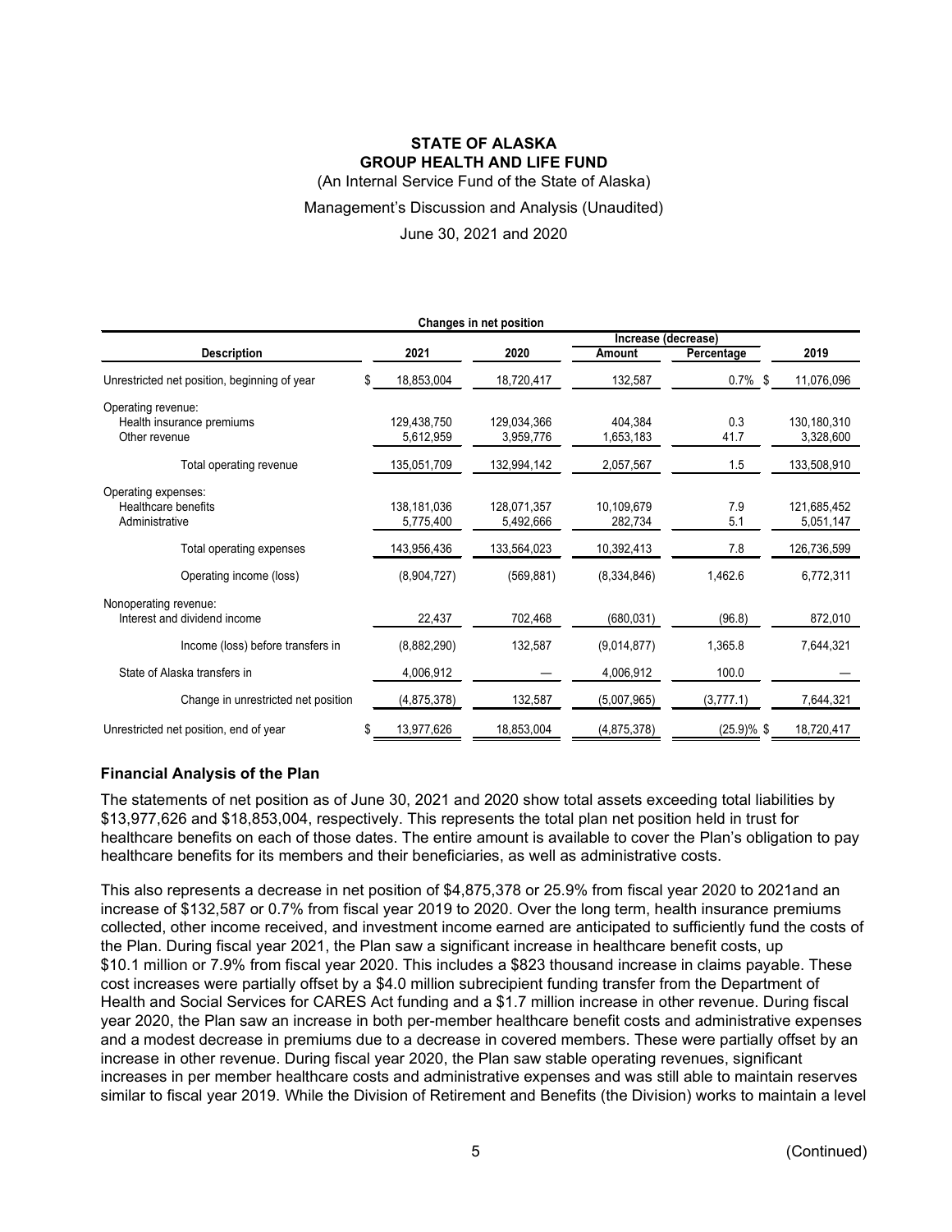**STATE OF ALASKA**
**GROUP HEALTH AND LIFE FUND**

(An Internal Service Fund of the State of Alaska)

Management's Discussion and Analysis (Unaudited)

June 30, 2021 and 2020

**Changes in net position**

| Description | 2021 | 2020 | Increase (decrease) Amount | Increase (decrease) Percentage | 2019 |
|---|---|---|---|---|---|
| Unrestricted net position, beginning of year | $ 18,853,004 | 18,720,417 | 132,587 | 0.7% | $ 11,076,096 |
| Operating revenue: | | | | | |
| Health insurance premiums | 129,438,750 | 129,034,366 | 404,384 | 0.3 | 130,180,310 |
| Other revenue | 5,612,959 | 3,959,776 | 1,653,183 | 41.7 | 3,328,600 |
| Total operating revenue | 135,051,709 | 132,994,142 | 2,057,567 | 1.5 | 133,508,910 |
| Operating expenses: | | | | | |
| Healthcare benefits | 138,181,036 | 128,071,357 | 10,109,679 | 7.9 | 121,685,452 |
| Administrative | 5,775,400 | 5,492,666 | 282,734 | 5.1 | 5,051,147 |
| Total operating expenses | 143,956,436 | 133,564,023 | 10,392,413 | 7.8 | 126,736,599 |
| Operating income (loss) | (8,904,727) | (569,881) | (8,334,846) | 1,462.6 | 6,772,311 |
| Nonoperating revenue: | | | | | |
| Interest and dividend income | 22,437 | 702,468 | (680,031) | (96.8) | 872,010 |
| Income (loss) before transfers in | (8,882,290) | 132,587 | (9,014,877) | 1,365.8 | 7,644,321 |
| State of Alaska transfers in | 4,006,912 | — | 4,006,912 | 100.0 | — |
| Change in unrestricted net position | (4,875,378) | 132,587 | (5,007,965) | (3,777.1) | 7,644,321 |
| Unrestricted net position, end of year | $ 13,977,626 | 18,853,004 | (4,875,378) | (25.9)% | $ 18,720,417 |

### Financial Analysis of the Plan

The statements of net position as of June 30, 2021 and 2020 show total assets exceeding total liabilities by $13,977,626 and $18,853,004, respectively. This represents the total plan net position held in trust for healthcare benefits on each of those dates. The entire amount is available to cover the Plan's obligation to pay healthcare benefits for its members and their beneficiaries, as well as administrative costs.

This also represents a decrease in net position of $4,875,378 or 25.9% from fiscal year 2020 to 2021and an increase of $132,587 or 0.7% from fiscal year 2019 to 2020. Over the long term, health insurance premiums collected, other income received, and investment income earned are anticipated to sufficiently fund the costs of the Plan. During fiscal year 2021, the Plan saw a significant increase in healthcare benefit costs, up $10.1 million or 7.9% from fiscal year 2020. This includes a $823 thousand increase in claims payable. These cost increases were partially offset by a $4.0 million subrecipient funding transfer from the Department of Health and Social Services for CARES Act funding and a $1.7 million increase in other revenue. During fiscal year 2020, the Plan saw an increase in both per-member healthcare benefit costs and administrative expenses and a modest decrease in premiums due to a decrease in covered members. These were partially offset by an increase in other revenue. During fiscal year 2020, the Plan saw stable operating revenues, significant increases in per member healthcare costs and administrative expenses and was still able to maintain reserves similar to fiscal year 2019. While the Division of Retirement and Benefits (the Division) works to maintain a level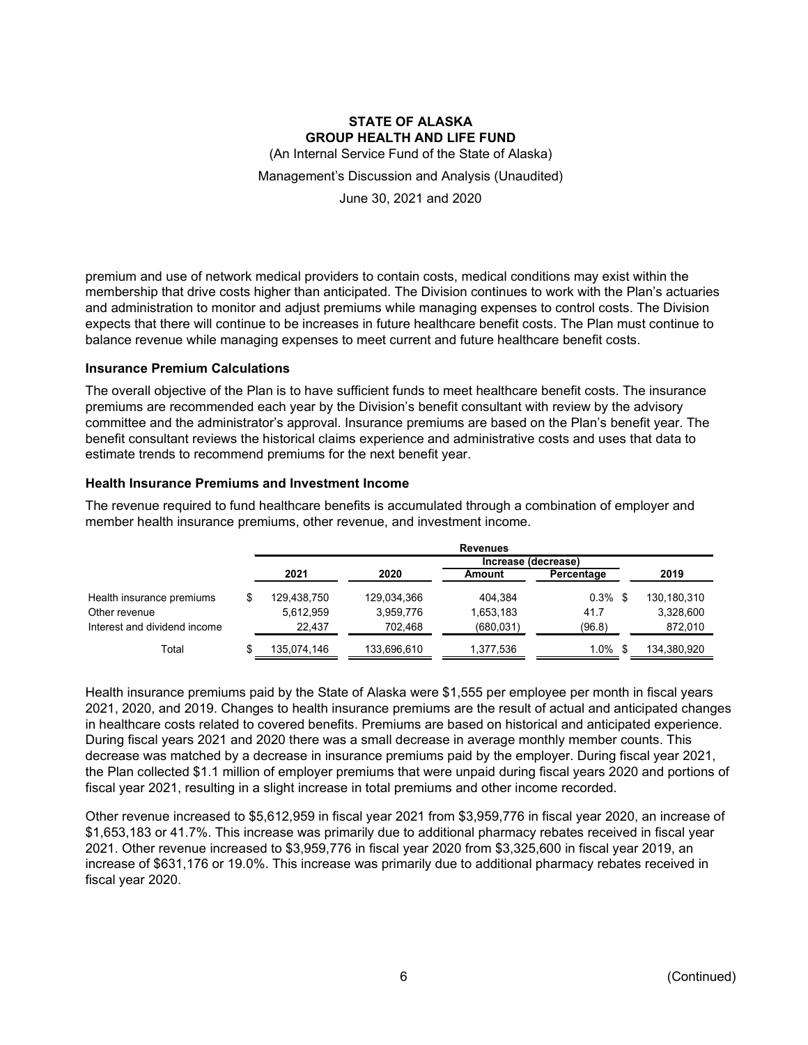premium and use of network medical providers to contain costs, medical conditions may exist within the membership that drive costs higher than anticipated. The Division continues to work with the Plan's actuaries and administration to monitor and adjust premiums while managing expenses to control costs. The Division expects that there will continue to be increases in future healthcare benefit costs. The Plan must continue to balance revenue while managing expenses to meet current and future healthcare benefit costs.

### Insurance Premium Calculations

The overall objective of the Plan is to have sufficient funds to meet healthcare benefit costs. The insurance premiums are recommended each year by the Division's benefit consultant with review by the advisory committee and the administrator's approval. Insurance premiums are based on the Plan's benefit year. The benefit consultant reviews the historical claims experience and administrative costs and uses that data to estimate trends to recommend premiums for the next benefit year.

### Health Insurance Premiums and Investment Income

The revenue required to fund healthcare benefits is accumulated through a combination of employer and member health insurance premiums, other revenue, and investment income.

| | Revenues | | | | |
|---|---|---|---|---|---|
| | | | Increase (decrease) | | |
| | 2021 | 2020 | Amount | Percentage | 2019 |
| Health insurance premiums | $ 129,438,750 | 129,034,366 | 404,384 | 0.3% | $ 130,180,310 |
| Other revenue | 5,612,959 | 3,959,776 | 1,653,183 | 41.7 | 3,328,600 |
| Interest and dividend income | 22,437 | 702,468 | (680,031) | (96.8) | 872,010 |
| Total | $ 135,074,146 | 133,696,610 | 1,377,536 | 1.0% | $ 134,380,920 |

Health insurance premiums paid by the State of Alaska were $1,555 per employee per month in fiscal years 2021, 2020, and 2019. Changes to health insurance premiums are the result of actual and anticipated changes in healthcare costs related to covered benefits. Premiums are based on historical and anticipated experience. During fiscal years 2021 and 2020 there was a small decrease in average monthly member counts. This decrease was matched by a decrease in insurance premiums paid by the employer. During fiscal year 2021, the Plan collected $1.1 million of employer premiums that were unpaid during fiscal years 2020 and portions of fiscal year 2021, resulting in a slight increase in total premiums and other income recorded.

Other revenue increased to $5,612,959 in fiscal year 2021 from $3,959,776 in fiscal year 2020, an increase of $1,653,183 or 41.7%. This increase was primarily due to additional pharmacy rebates received in fiscal year 2021. Other revenue increased to $3,959,776 in fiscal year 2020 from $3,325,600 in fiscal year 2019, an increase of $631,176 or 19.0%. This increase was primarily due to additional pharmacy rebates received in fiscal year 2020.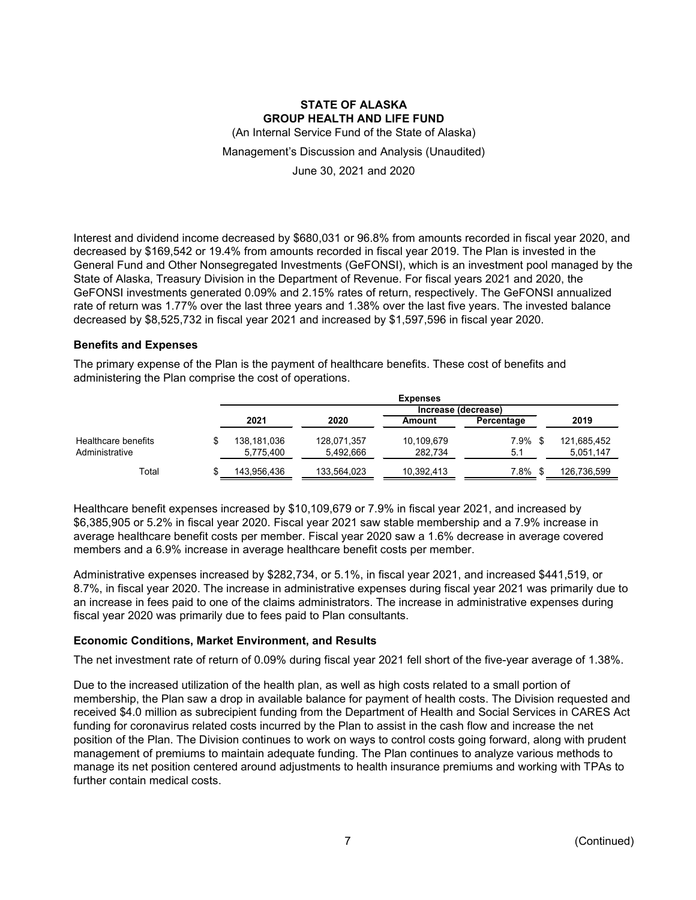Interest and dividend income decreased by $680,031 or 96.8% from amounts recorded in fiscal year 2020, and decreased by $169,542 or 19.4% from amounts recorded in fiscal year 2019. The Plan is invested in the General Fund and Other Nonsegregated Investments (GeFONSI), which is an investment pool managed by the State of Alaska, Treasury Division in the Department of Revenue. For fiscal years 2021 and 2020, the GeFONSI investments generated 0.09% and 2.15% rates of return, respectively. The GeFONSI annualized rate of return was 1.77% over the last three years and 1.38% over the last five years. The invested balance decreased by $8,525,732 in fiscal year 2021 and increased by $1,597,596 in fiscal year 2020.

### Benefits and Expenses

The primary expense of the Plan is the payment of healthcare benefits. These cost of benefits and administering the Plan comprise the cost of operations.

| | Expenses | | | | |
|---|---|---|---|---|---|
| | | | Increase (decrease) | | |
| | 2021 | 2020 | Amount | Percentage | 2019 |
| Healthcare benefits | $ 138,181,036 | 128,071,357 | 10,109,679 | 7.9% | $ 121,685,452 |
| Administrative | 5,775,400 | 5,492,666 | 282,734 | 5.1 | 5,051,147 |
| Total | $ 143,956,436 | 133,564,023 | 10,392,413 | 7.8% | $ 126,736,599 |

Healthcare benefit expenses increased by $10,109,679 or 7.9% in fiscal year 2021, and increased by $6,385,905 or 5.2% in fiscal year 2020. Fiscal year 2021 saw stable membership and a 7.9% increase in average healthcare benefit costs per member. Fiscal year 2020 saw a 1.6% decrease in average covered members and a 6.9% increase in average healthcare benefit costs per member.

Administrative expenses increased by $282,734, or 5.1%, in fiscal year 2021, and increased $441,519, or 8.7%, in fiscal year 2020. The increase in administrative expenses during fiscal year 2021 was primarily due to an increase in fees paid to one of the claims administrators. The increase in administrative expenses during fiscal year 2020 was primarily due to fees paid to Plan consultants.

### Economic Conditions, Market Environment, and Results

The net investment rate of return of 0.09% during fiscal year 2021 fell short of the five-year average of 1.38%.

Due to the increased utilization of the health plan, as well as high costs related to a small portion of membership, the Plan saw a drop in available balance for payment of health costs. The Division requested and received $4.0 million as subrecipient funding from the Department of Health and Social Services in CARES Act funding for coronavirus related costs incurred by the Plan to assist in the cash flow and increase the net position of the Plan. The Division continues to work on ways to control costs going forward, along with prudent management of premiums to maintain adequate funding. The Plan continues to analyze various methods to manage its net position centered around adjustments to health insurance premiums and working with TPAs to further contain medical costs.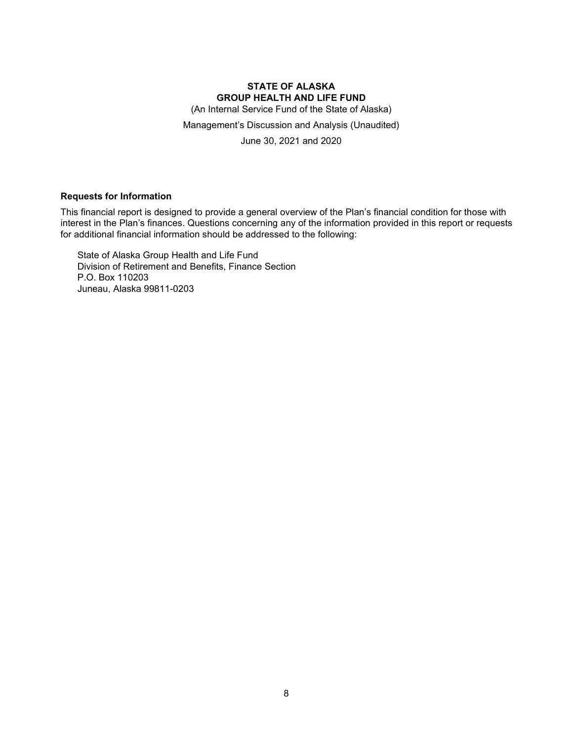**STATE OF ALASKA**
**GROUP HEALTH AND LIFE FUND**

(An Internal Service Fund of the State of Alaska)

Management's Discussion and Analysis (Unaudited)

June 30, 2021 and 2020

### Requests for Information

This financial report is designed to provide a general overview of the Plan's financial condition for those with interest in the Plan's finances. Questions concerning any of the information provided in this report or requests for additional financial information should be addressed to the following:

State of Alaska Group Health and Life Fund
Division of Retirement and Benefits, Finance Section
P.O. Box 110203
Juneau, Alaska 99811-0203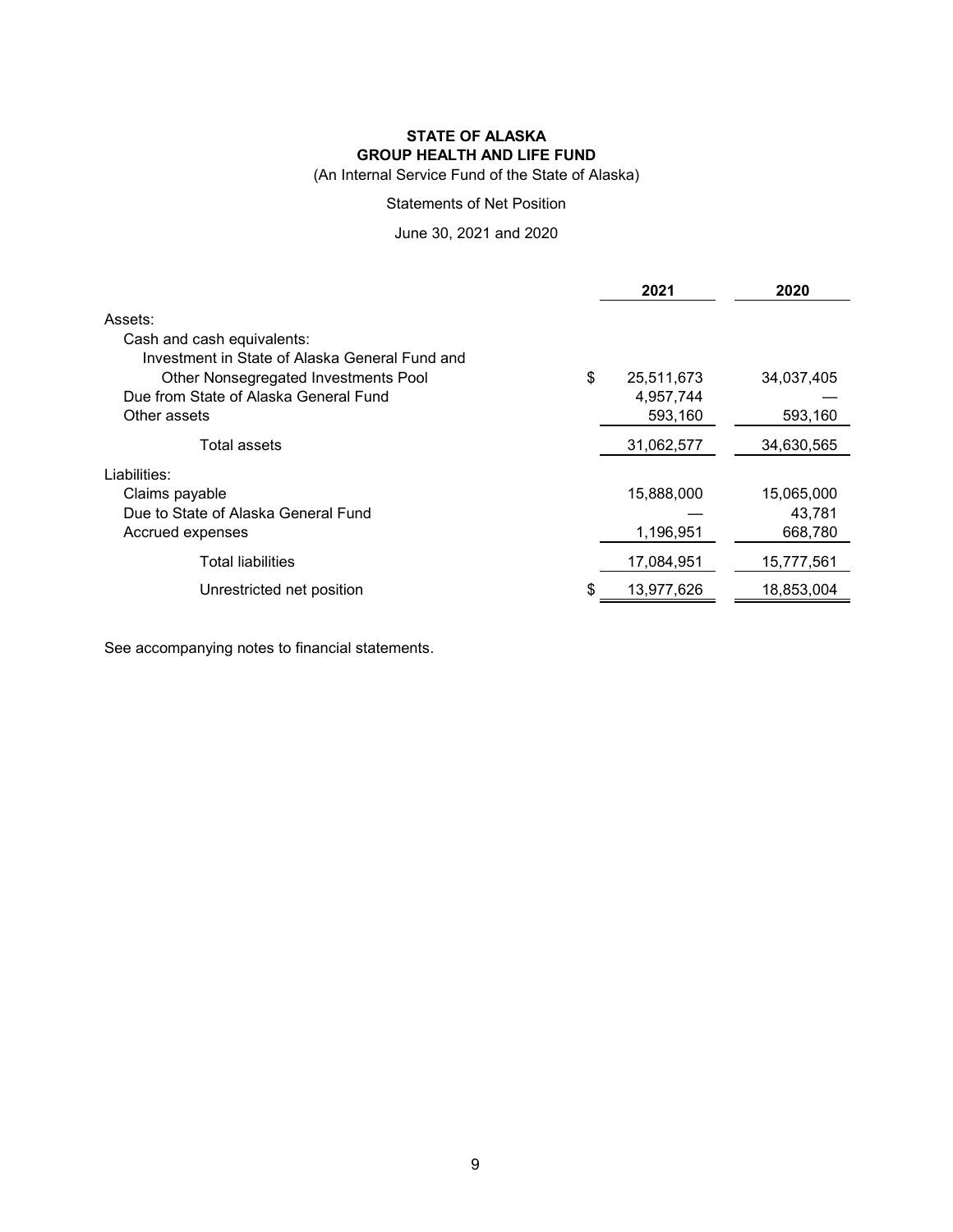**STATE OF ALASKA**
**GROUP HEALTH AND LIFE FUND**

(An Internal Service Fund of the State of Alaska)

Statements of Net Position

June 30, 2021 and 2020

| | | 2021 | 2020 |
|---|---|---|---|
| Assets: | | | |
| Cash and cash equivalents: | | | |
| Investment in State of Alaska General Fund and Other Nonsegregated Investments Pool | $ | 25,511,673 | 34,037,405 |
| Due from State of Alaska General Fund | | 4,957,744 | — |
| Other assets | | 593,160 | 593,160 |
| Total assets | | 31,062,577 | 34,630,565 |
| Liabilities: | | | |
| Claims payable | | 15,888,000 | 15,065,000 |
| Due to State of Alaska General Fund | | — | 43,781 |
| Accrued expenses | | 1,196,951 | 668,780 |
| Total liabilities | | 17,084,951 | 15,777,561 |
| Unrestricted net position | $ | 13,977,626 | 18,853,004 |

See accompanying notes to financial statements.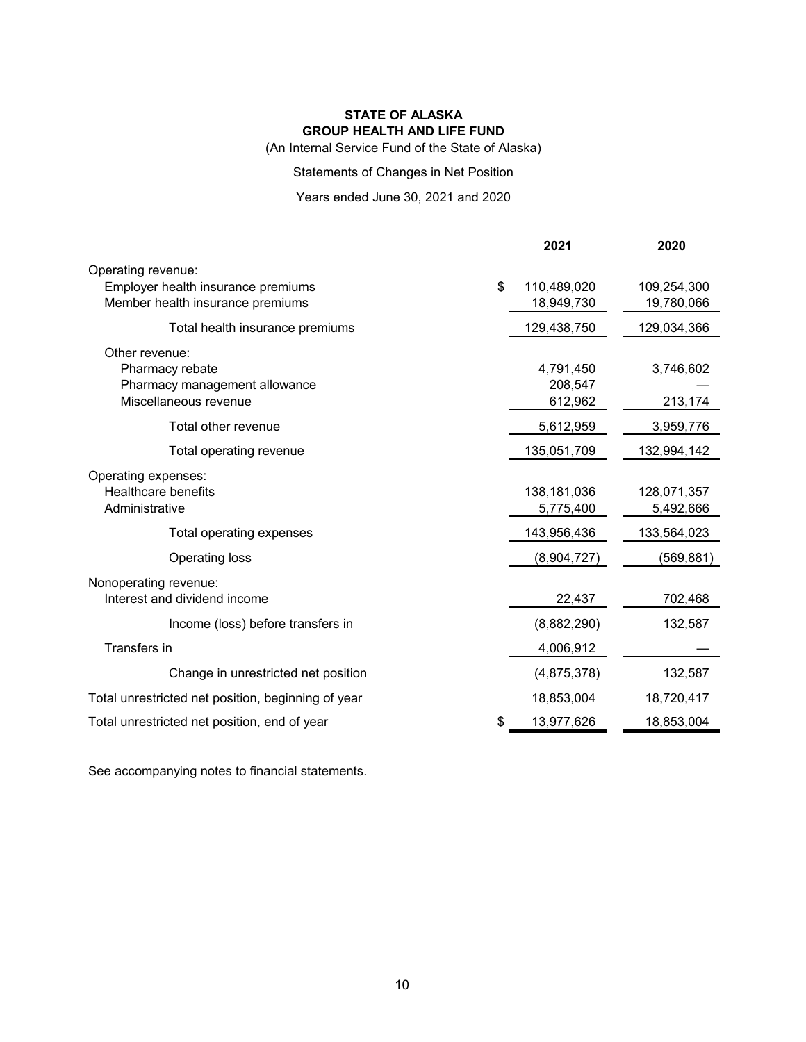**STATE OF ALASKA**
**GROUP HEALTH AND LIFE FUND**

(An Internal Service Fund of the State of Alaska)

Statements of Changes in Net Position

Years ended June 30, 2021 and 2020

| | 2021 | 2020 |
|---|---|---|
| Operating revenue: | | |
| Employer health insurance premiums | $ 110,489,020 | 109,254,300 |
| Member health insurance premiums | 18,949,730 | 19,780,066 |
| Total health insurance premiums | 129,438,750 | 129,034,366 |
| Other revenue: | | |
| Pharmacy rebate | 4,791,450 | 3,746,602 |
| Pharmacy management allowance | 208,547 | — |
| Miscellaneous revenue | 612,962 | 213,174 |
| Total other revenue | 5,612,959 | 3,959,776 |
| Total operating revenue | 135,051,709 | 132,994,142 |
| Operating expenses: | | |
| Healthcare benefits | 138,181,036 | 128,071,357 |
| Administrative | 5,775,400 | 5,492,666 |
| Total operating expenses | 143,956,436 | 133,564,023 |
| Operating loss | (8,904,727) | (569,881) |
| Nonoperating revenue: | | |
| Interest and dividend income | 22,437 | 702,468 |
| Income (loss) before transfers in | (8,882,290) | 132,587 |
| Transfers in | 4,006,912 | — |
| Change in unrestricted net position | (4,875,378) | 132,587 |
| Total unrestricted net position, beginning of year | 18,853,004 | 18,720,417 |
| Total unrestricted net position, end of year | $ 13,977,626 | 18,853,004 |

See accompanying notes to financial statements.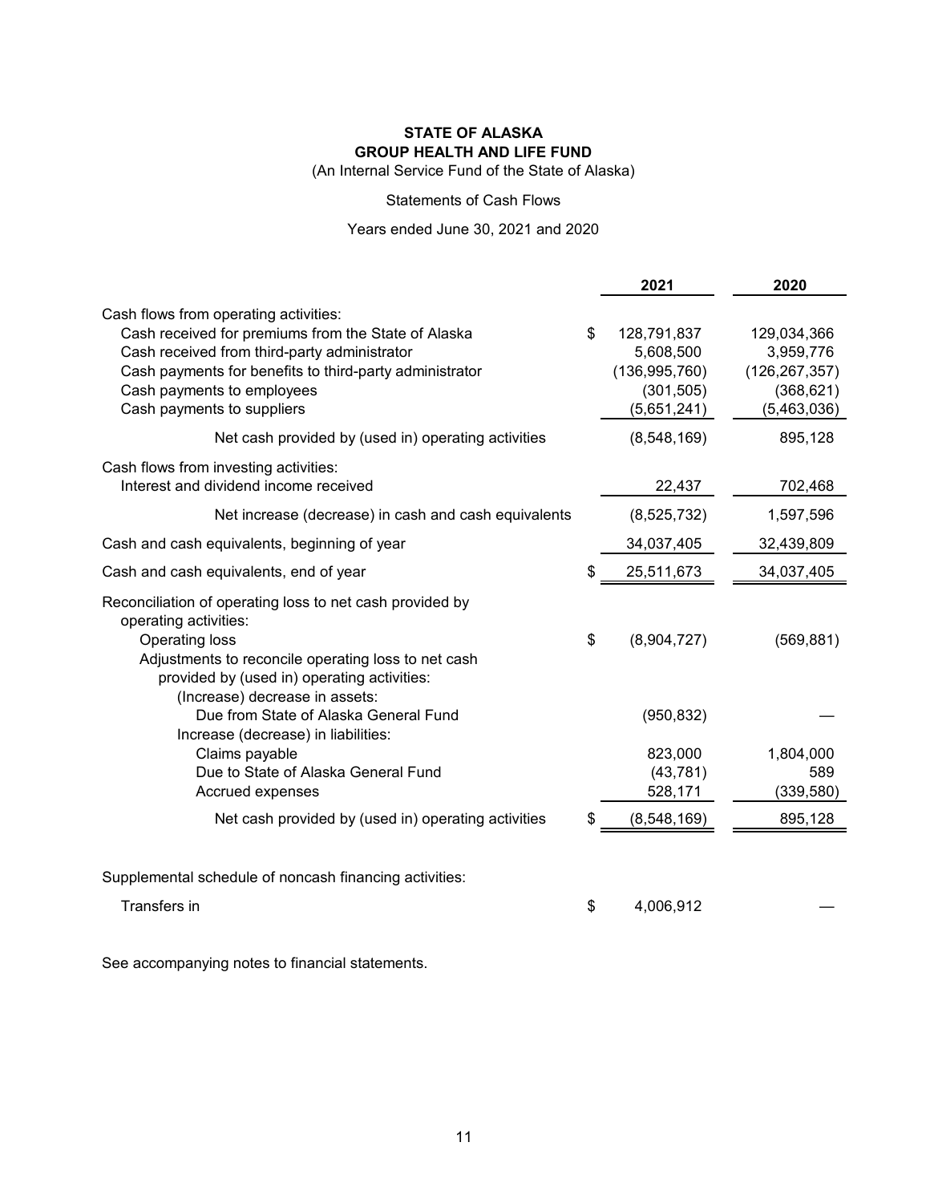**STATE OF ALASKA**
**GROUP HEALTH AND LIFE FUND**
(An Internal Service Fund of the State of Alaska)

Statements of Cash Flows

Years ended June 30, 2021 and 2020

| | 2021 | 2020 |
|---|---|---|
| Cash flows from operating activities: | | |
| Cash received for premiums from the State of Alaska | $ 128,791,837 | 129,034,366 |
| Cash received from third-party administrator | 5,608,500 | 3,959,776 |
| Cash payments for benefits to third-party administrator | (136,995,760) | (126,267,357) |
| Cash payments to employees | (301,505) | (368,621) |
| Cash payments to suppliers | (5,651,241) | (5,463,036) |
| Net cash provided by (used in) operating activities | (8,548,169) | 895,128 |
| Cash flows from investing activities: | | |
| Interest and dividend income received | 22,437 | 702,468 |
| Net increase (decrease) in cash and cash equivalents | (8,525,732) | 1,597,596 |
| Cash and cash equivalents, beginning of year | 34,037,405 | 32,439,809 |
| Cash and cash equivalents, end of year | $ 25,511,673 | 34,037,405 |
| Reconciliation of operating loss to net cash provided by operating activities: | | |
| Operating loss | $ (8,904,727) | (569,881) |
| Adjustments to reconcile operating loss to net cash provided by (used in) operating activities: | | |
| (Increase) decrease in assets: | | |
| Due from State of Alaska General Fund | (950,832) | — |
| Increase (decrease) in liabilities: | | |
| Claims payable | 823,000 | 1,804,000 |
| Due to State of Alaska General Fund | (43,781) | 589 |
| Accrued expenses | 528,171 | (339,580) |
| Net cash provided by (used in) operating activities | $ (8,548,169) | 895,128 |
| Supplemental schedule of noncash financing activities: | | |
| Transfers in | $ 4,006,912 | — |

See accompanying notes to financial statements.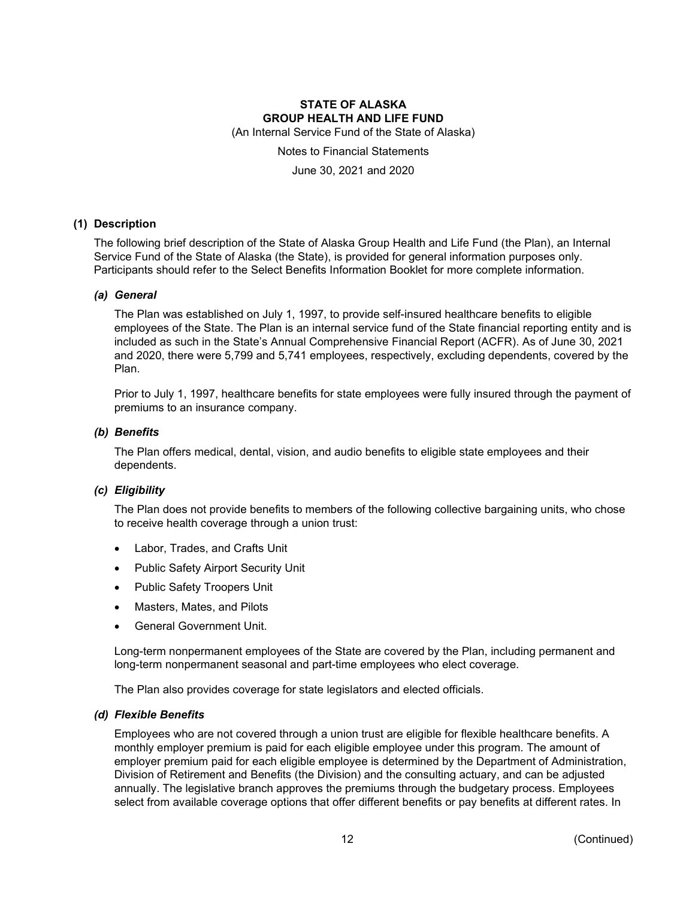# STATE OF ALASKA
# GROUP HEALTH AND LIFE FUND

(An Internal Service Fund of the State of Alaska)

Notes to Financial Statements

June 30, 2021 and 2020

## (1) Description

The following brief description of the State of Alaska Group Health and Life Fund (the Plan), an Internal Service Fund of the State of Alaska (the State), is provided for general information purposes only. Participants should refer to the Select Benefits Information Booklet for more complete information.

### *(a) General*

The Plan was established on July 1, 1997, to provide self-insured healthcare benefits to eligible employees of the State. The Plan is an internal service fund of the State financial reporting entity and is included as such in the State's Annual Comprehensive Financial Report (ACFR). As of June 30, 2021 and 2020, there were 5,799 and 5,741 employees, respectively, excluding dependents, covered by the Plan.

Prior to July 1, 1997, healthcare benefits for state employees were fully insured through the payment of premiums to an insurance company.

### *(b) Benefits*

The Plan offers medical, dental, vision, and audio benefits to eligible state employees and their dependents.

### *(c) Eligibility*

The Plan does not provide benefits to members of the following collective bargaining units, who chose to receive health coverage through a union trust:

- Labor, Trades, and Crafts Unit
- Public Safety Airport Security Unit
- Public Safety Troopers Unit
- Masters, Mates, and Pilots
- General Government Unit.

Long-term nonpermanent employees of the State are covered by the Plan, including permanent and long-term nonpermanent seasonal and part-time employees who elect coverage.

The Plan also provides coverage for state legislators and elected officials.

### *(d) Flexible Benefits*

Employees who are not covered through a union trust are eligible for flexible healthcare benefits. A monthly employer premium is paid for each eligible employee under this program. The amount of employer premium paid for each eligible employee is determined by the Department of Administration, Division of Retirement and Benefits (the Division) and the consulting actuary, and can be adjusted annually. The legislative branch approves the premiums through the budgetary process. Employees select from available coverage options that offer different benefits or pay benefits at different rates. In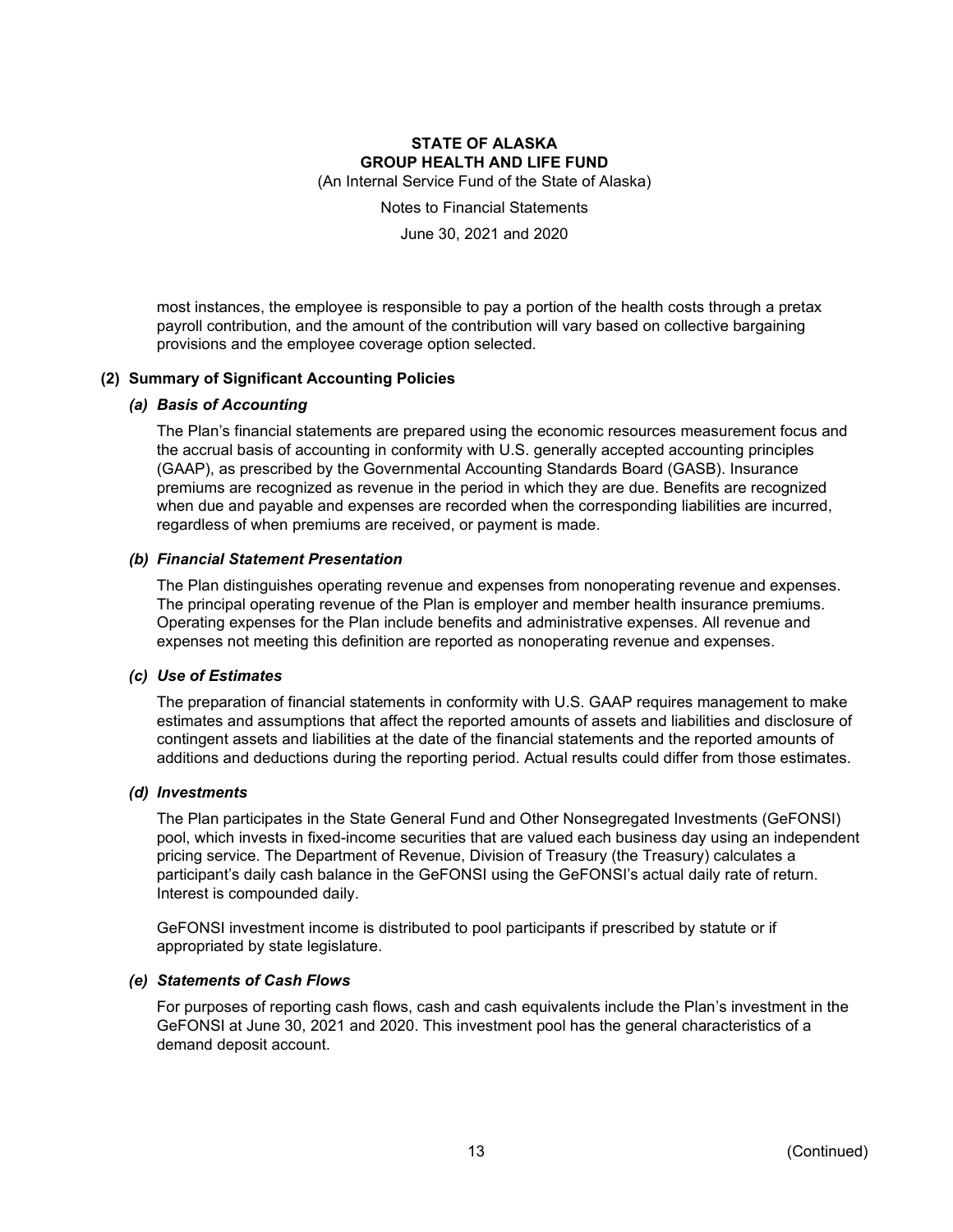most instances, the employee is responsible to pay a portion of the health costs through a pretax payroll contribution, and the amount of the contribution will vary based on collective bargaining provisions and the employee coverage option selected.

## (2) Summary of Significant Accounting Policies

### *(a) Basis of Accounting*

The Plan's financial statements are prepared using the economic resources measurement focus and the accrual basis of accounting in conformity with U.S. generally accepted accounting principles (GAAP), as prescribed by the Governmental Accounting Standards Board (GASB). Insurance premiums are recognized as revenue in the period in which they are due. Benefits are recognized when due and payable and expenses are recorded when the corresponding liabilities are incurred, regardless of when premiums are received, or payment is made.

### *(b) Financial Statement Presentation*

The Plan distinguishes operating revenue and expenses from nonoperating revenue and expenses. The principal operating revenue of the Plan is employer and member health insurance premiums. Operating expenses for the Plan include benefits and administrative expenses. All revenue and expenses not meeting this definition are reported as nonoperating revenue and expenses.

### *(c) Use of Estimates*

The preparation of financial statements in conformity with U.S. GAAP requires management to make estimates and assumptions that affect the reported amounts of assets and liabilities and disclosure of contingent assets and liabilities at the date of the financial statements and the reported amounts of additions and deductions during the reporting period. Actual results could differ from those estimates.

### *(d) Investments*

The Plan participates in the State General Fund and Other Nonsegregated Investments (GeFONSI) pool, which invests in fixed-income securities that are valued each business day using an independent pricing service. The Department of Revenue, Division of Treasury (the Treasury) calculates a participant's daily cash balance in the GeFONSI using the GeFONSI's actual daily rate of return. Interest is compounded daily.

GeFONSI investment income is distributed to pool participants if prescribed by statute or if appropriated by state legislature.

### *(e) Statements of Cash Flows*

For purposes of reporting cash flows, cash and cash equivalents include the Plan's investment in the GeFONSI at June 30, 2021 and 2020. This investment pool has the general characteristics of a demand deposit account.

(Continued)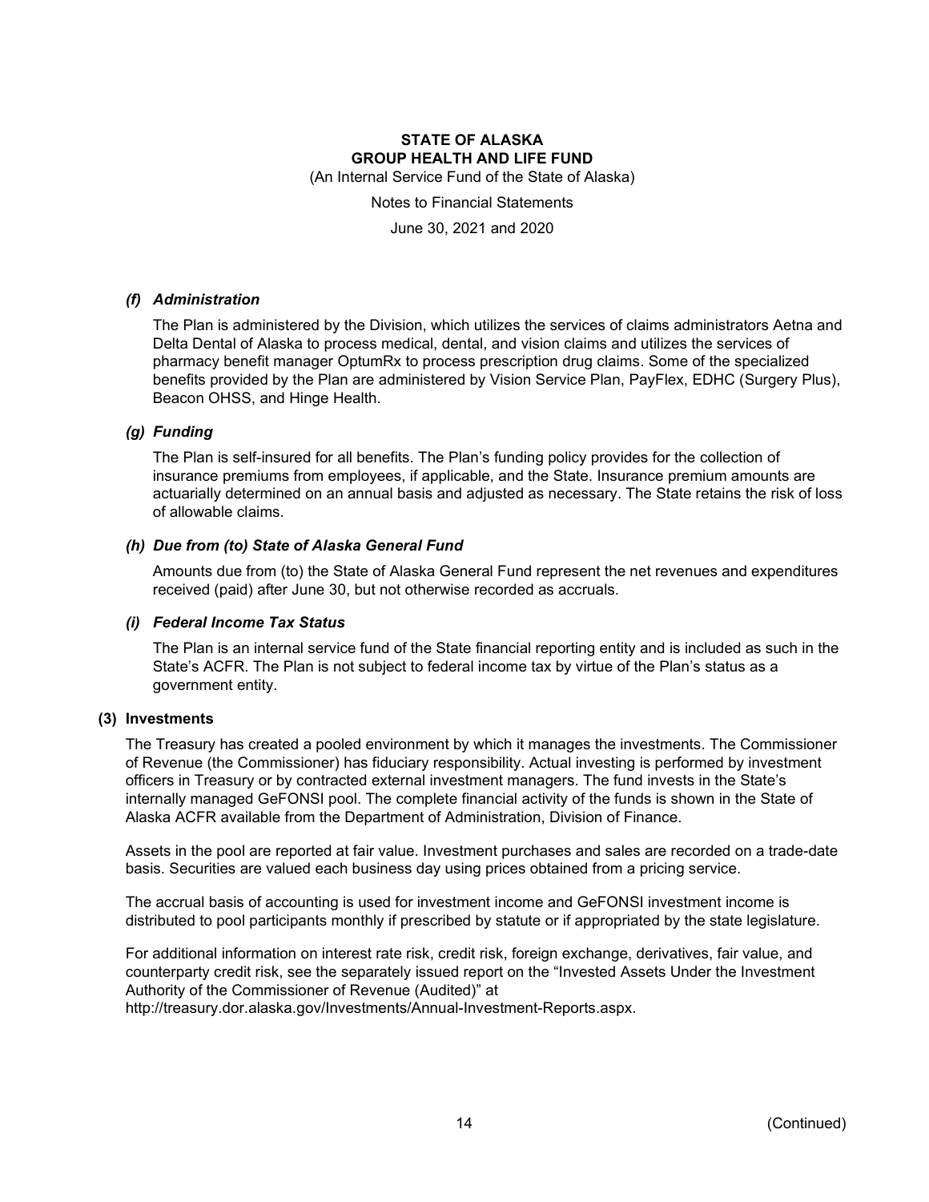## *(f) Administration*

The Plan is administered by the Division, which utilizes the services of claims administrators Aetna and Delta Dental of Alaska to process medical, dental, and vision claims and utilizes the services of pharmacy benefit manager OptumRx to process prescription drug claims. Some of the specialized benefits provided by the Plan are administered by Vision Service Plan, PayFlex, EDHC (Surgery Plus), Beacon OHSS, and Hinge Health.

## *(g) Funding*

The Plan is self-insured for all benefits. The Plan's funding policy provides for the collection of insurance premiums from employees, if applicable, and the State. Insurance premium amounts are actuarially determined on an annual basis and adjusted as necessary. The State retains the risk of loss of allowable claims.

## *(h) Due from (to) State of Alaska General Fund*

Amounts due from (to) the State of Alaska General Fund represent the net revenues and expenditures received (paid) after June 30, but not otherwise recorded as accruals.

## *(i) Federal Income Tax Status*

The Plan is an internal service fund of the State financial reporting entity and is included as such in the State's ACFR. The Plan is not subject to federal income tax by virtue of the Plan's status as a government entity.

## (3) Investments

The Treasury has created a pooled environment by which it manages the investments. The Commissioner of Revenue (the Commissioner) has fiduciary responsibility. Actual investing is performed by investment officers in Treasury or by contracted external investment managers. The fund invests in the State's internally managed GeFONSI pool. The complete financial activity of the funds is shown in the State of Alaska ACFR available from the Department of Administration, Division of Finance.

Assets in the pool are reported at fair value. Investment purchases and sales are recorded on a trade-date basis. Securities are valued each business day using prices obtained from a pricing service.

The accrual basis of accounting is used for investment income and GeFONSI investment income is distributed to pool participants monthly if prescribed by statute or if appropriated by the state legislature.

For additional information on interest rate risk, credit risk, foreign exchange, derivatives, fair value, and counterparty credit risk, see the separately issued report on the "Invested Assets Under the Investment Authority of the Commissioner of Revenue (Audited)" at http://treasury.dor.alaska.gov/Investments/Annual-Investment-Reports.aspx.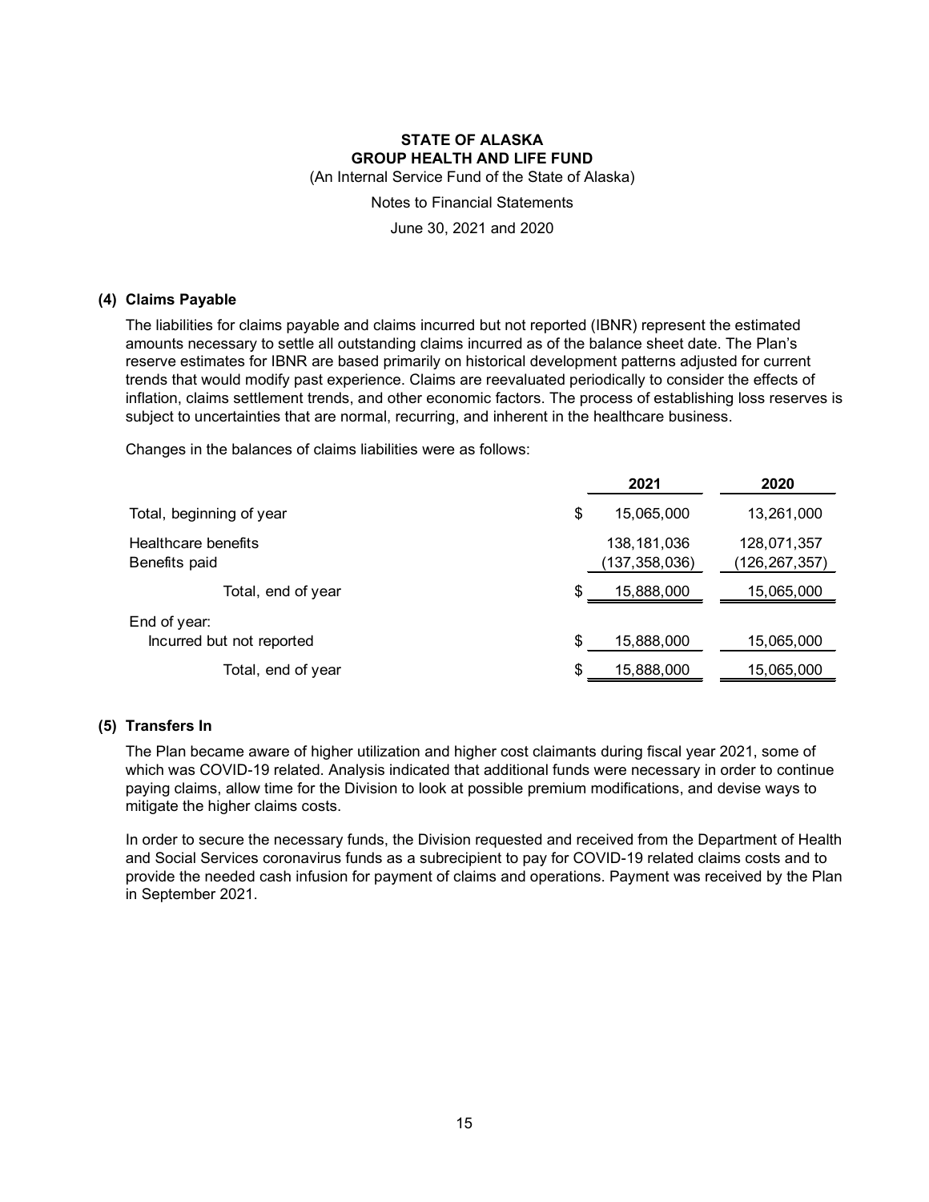**STATE OF ALASKA**
**GROUP HEALTH AND LIFE FUND**
(An Internal Service Fund of the State of Alaska)

Notes to Financial Statements

June 30, 2021 and 2020

### (4) Claims Payable

The liabilities for claims payable and claims incurred but not reported (IBNR) represent the estimated amounts necessary to settle all outstanding claims incurred as of the balance sheet date. The Plan's reserve estimates for IBNR are based primarily on historical development patterns adjusted for current trends that would modify past experience. Claims are reevaluated periodically to consider the effects of inflation, claims settlement trends, and other economic factors. The process of establishing loss reserves is subject to uncertainties that are normal, recurring, and inherent in the healthcare business.

Changes in the balances of claims liabilities were as follows:

| | | 2021 | 2020 |
|---|---|---|---|
| Total, beginning of year | $ | 15,065,000 | 13,261,000 |
| Healthcare benefits | | 138,181,036 | 128,071,357 |
| Benefits paid | | (137,358,036) | (126,267,357) |
| Total, end of year | $ | 15,888,000 | 15,065,000 |
| End of year: | | | |
| Incurred but not reported | $ | 15,888,000 | 15,065,000 |
| Total, end of year | $ | 15,888,000 | 15,065,000 |

### (5) Transfers In

The Plan became aware of higher utilization and higher cost claimants during fiscal year 2021, some of which was COVID-19 related. Analysis indicated that additional funds were necessary in order to continue paying claims, allow time for the Division to look at possible premium modifications, and devise ways to mitigate the higher claims costs.

In order to secure the necessary funds, the Division requested and received from the Department of Health and Social Services coronavirus funds as a subrecipient to pay for COVID-19 related claims costs and to provide the needed cash infusion for payment of claims and operations. Payment was received by the Plan in September 2021.